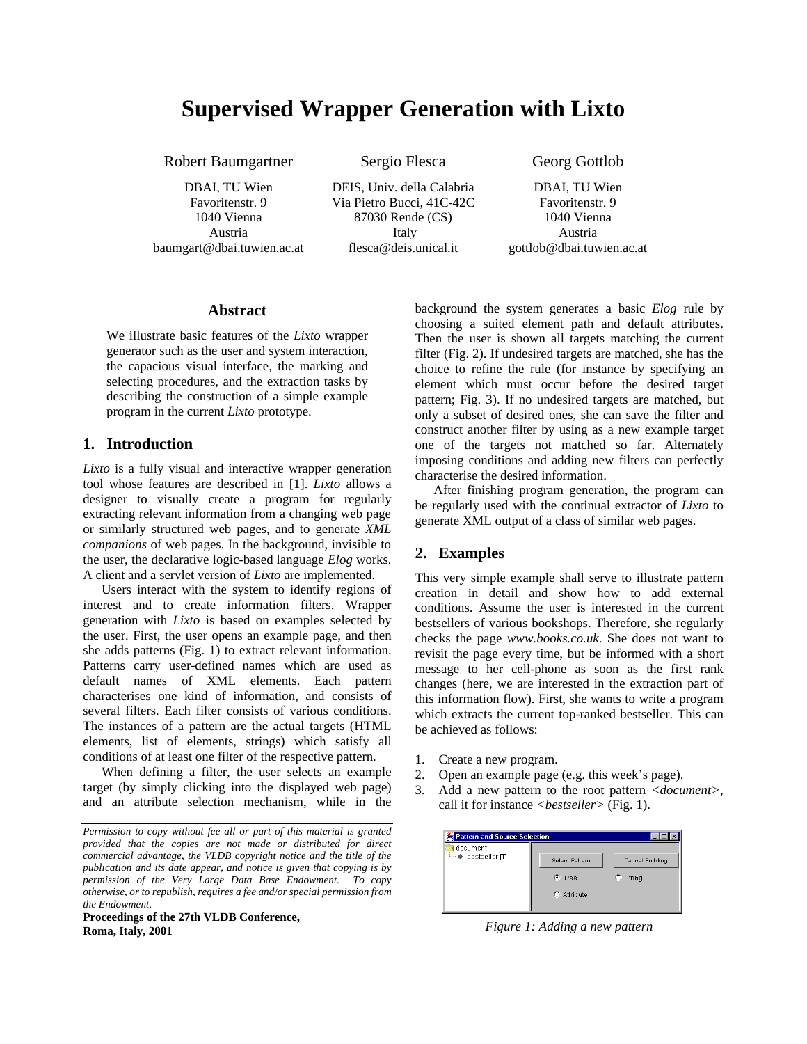# Supervised Wrapper Generation with Lixto

Robert Baumgartner
DBAI, TU Wien
Favoritenstr. 9
1040 Vienna
Austria
baumgart@dbai.tuwien.ac.at

Sergio Flesca
DEIS, Univ. della Calabria
Via Pietro Bucci, 41C-42C
87030 Rende (CS)
Italy
flesca@deis.unical.it

Georg Gottlob
DBAI, TU Wien
Favoritenstr. 9
1040 Vienna
Austria
gottlob@dbai.tuwien.ac.at

## Abstract

We illustrate basic features of the *Lixto* wrapper generator such as the user and system interaction, the capacious visual interface, the marking and selecting procedures, and the extraction tasks by describing the construction of a simple example program in the current *Lixto* prototype.

## 1. Introduction

*Lixto* is a fully visual and interactive wrapper generation tool whose features are described in [1]. *Lixto* allows a designer to visually create a program for regularly extracting relevant information from a changing web page or similarly structured web pages, and to generate *XML companions* of web pages. In the background, invisible to the user, the declarative logic-based language *Elog* works. A client and a servlet version of *Lixto* are implemented.

Users interact with the system to identify regions of interest and to create information filters. Wrapper generation with *Lixto* is based on examples selected by the user. First, the user opens an example page, and then she adds patterns (Fig. 1) to extract relevant information. Patterns carry user-defined names which are used as default names of XML elements. Each pattern characterises one kind of information, and consists of several filters. Each filter consists of various conditions. The instances of a pattern are the actual targets (HTML elements, list of elements, strings) which satisfy all conditions of at least one filter of the respective pattern.

When defining a filter, the user selects an example target (by simply clicking into the displayed web page) and an attribute selection mechanism, while in the background the system generates a basic *Elog* rule by choosing a suited element path and default attributes. Then the user is shown all targets matching the current filter (Fig. 2). If undesired targets are matched, she has the choice to refine the rule (for instance by specifying an element which must occur before the desired target pattern; Fig. 3). If no undesired targets are matched, but only a subset of desired ones, she can save the filter and construct another filter by using as a new example target one of the targets not matched so far. Alternately imposing conditions and adding new filters can perfectly characterise the desired information.

After finishing program generation, the program can be regularly used with the continual extractor of *Lixto* to generate XML output of a class of similar web pages.

*Permission to copy without fee all or part of this material is granted provided that the copies are not made or distributed for direct commercial advantage, the VLDB copyright notice and the title of the publication and its date appear, and notice is given that copying is by permission of the Very Large Data Base Endowment. To copy otherwise, or to republish, requires a fee and/or special permission from the Endowment.*

**Proceedings of the 27th VLDB Conference, Roma, Italy, 2001**

## 2. Examples

This very simple example shall serve to illustrate pattern creation in detail and show how to add external conditions. Assume the user is interested in the current bestsellers of various bookshops. Therefore, she regularly checks the page *www.books.co.uk*. She does not want to revisit the page every time, but be informed with a short message to her cell-phone as soon as the first rank changes (here, we are interested in the extraction part of this information flow). First, she wants to write a program which extracts the current top-ranked bestseller. This can be achieved as follows:

1. Create a new program.
2. Open an example page (e.g. this week's page).
3. Add a new pattern to the root pattern <*document*>, call it for instance <*bestseller*> (Fig. 1).

*Figure 1: Adding a new pattern*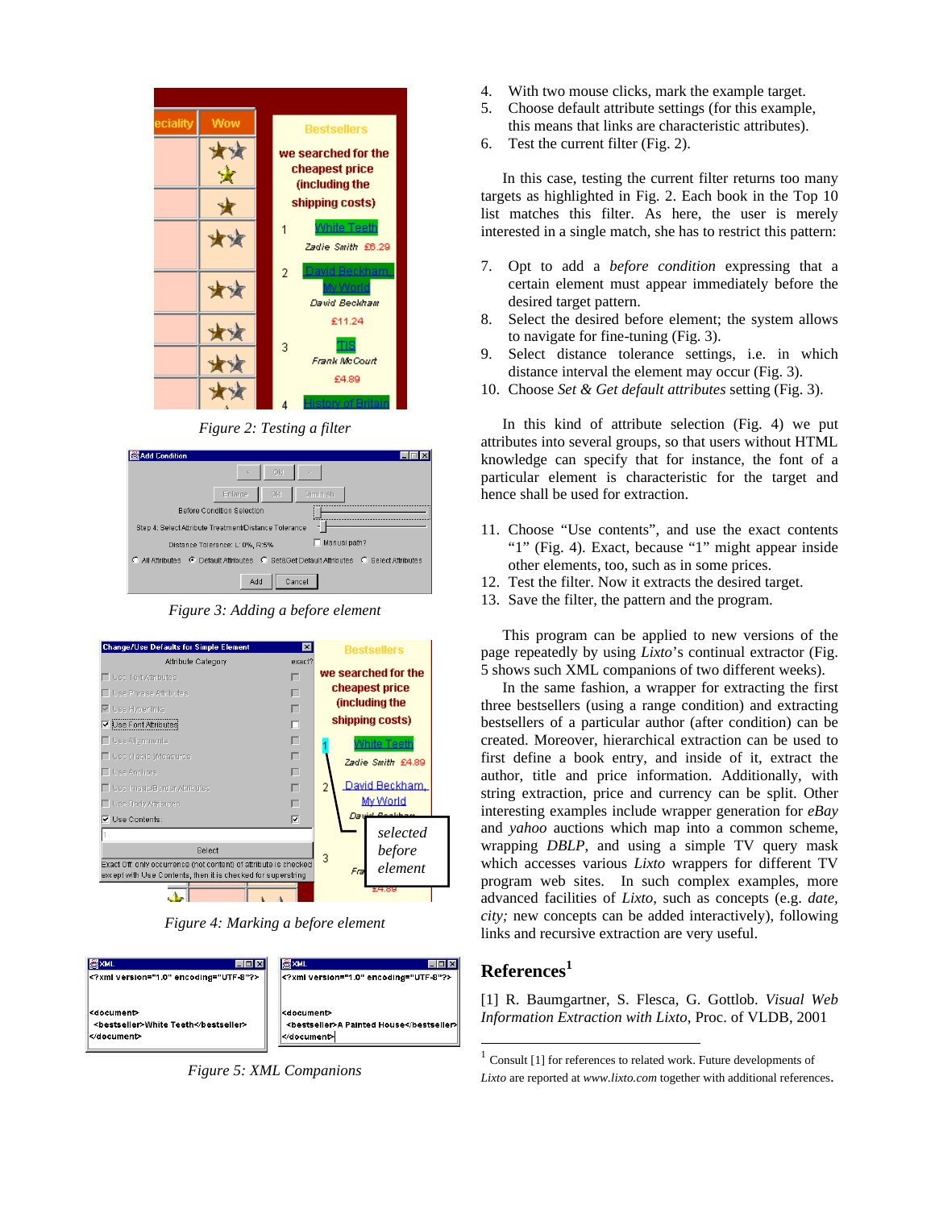Figure 2: Testing a filter

Figure 3: Adding a before element

Figure 4: Marking a before element

Figure 5: XML Companions

4. With two mouse clicks, mark the example target.
5. Choose default attribute settings (for this example, this means that links are characteristic attributes).
6. Test the current filter (Fig. 2).

In this case, testing the current filter returns too many targets as highlighted in Fig. 2. Each book in the Top 10 list matches this filter. As here, the user is merely interested in a single match, she has to restrict this pattern:

7. Opt to add a *before condition* expressing that a certain element must appear immediately before the desired target pattern.
8. Select the desired before element; the system allows to navigate for fine-tuning (Fig. 3).
9. Select distance tolerance settings, i.e. in which distance interval the element may occur (Fig. 3).
10. Choose *Set & Get default attributes* setting (Fig. 3).

In this kind of attribute selection (Fig. 4) we put attributes into several groups, so that users without HTML knowledge can specify that for instance, the font of a particular element is characteristic for the target and hence shall be used for extraction.

11. Choose "Use contents", and use the exact contents "1" (Fig. 4). Exact, because "1" might appear inside other elements, too, such as in some prices.
12. Test the filter. Now it extracts the desired target.
13. Save the filter, the pattern and the program.

This program can be applied to new versions of the page repeatedly by using *Lixto*'s continual extractor (Fig. 5 shows such XML companions of two different weeks).

In the same fashion, a wrapper for extracting the first three bestsellers (using a range condition) and extracting bestsellers of a particular author (after condition) can be created. Moreover, hierarchical extraction can be used to first define a book entry, and inside of it, extract the author, title and price information. Additionally, with string extraction, price and currency can be split. Other interesting examples include wrapper generation for *eBay* and *yahoo* auctions which map into a common scheme, wrapping *DBLP*, and using a simple TV query mask which accesses various *Lixto* wrappers for different TV program web sites. In such complex examples, more advanced facilities of *Lixto*, such as concepts (e.g. *date, city;* new concepts can be added interactively), following links and recursive extraction are very useful.

## References[1]

[1] R. Baumgartner, S. Flesca, G. Gottlob. *Visual Web Information Extraction with Lixto*, Proc. of VLDB, 2001

[1] Consult [1] for references to related work. Future developments of *Lixto* are reported at *www.lixto.com* together with additional references.